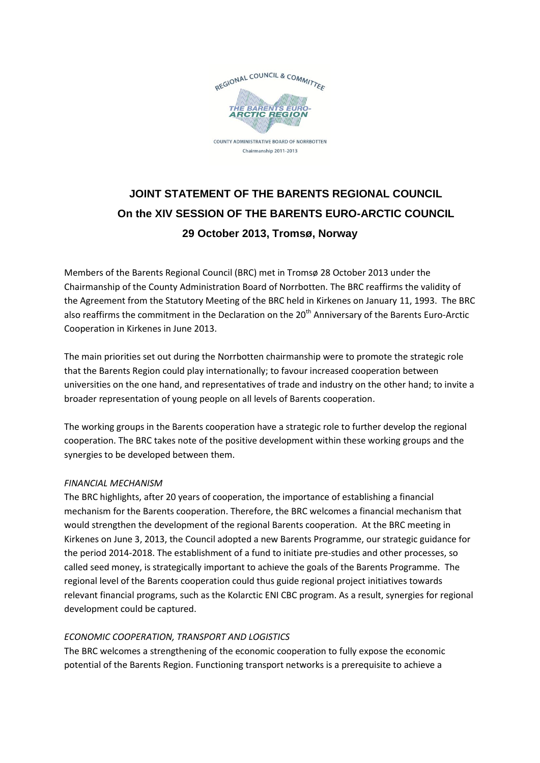REGIONAL COUNCIL & COMMITTEE

THE BARENTS EURO-ARCTIC REGION

COUNTY ADMINISTRATIVE BOARD OF NORRBOTTEN
Chairmanship 2011-2013

# JOINT STATEMENT OF THE BARENTS REGIONAL COUNCIL
## On the XIV SESSION OF THE BARENTS EURO-ARCTIC COUNCIL
### 29 October 2013, Tromsø, Norway

Members of the Barents Regional Council (BRC) met in Tromsø 28 October 2013 under the Chairmanship of the County Administration Board of Norrbotten. The BRC reaffirms the validity of the Agreement from the Statutory Meeting of the BRC held in Kirkenes on January 11, 1993. The BRC also reaffirms the commitment in the Declaration on the 20th Anniversary of the Barents Euro-Arctic Cooperation in Kirkenes in June 2013.

The main priorities set out during the Norrbotten chairmanship were to promote the strategic role that the Barents Region could play internationally; to favour increased cooperation between universities on the one hand, and representatives of trade and industry on the other hand; to invite a broader representation of young people on all levels of Barents cooperation.

The working groups in the Barents cooperation have a strategic role to further develop the regional cooperation. The BRC takes note of the positive development within these working groups and the synergies to be developed between them.

*FINANCIAL MECHANISM*

The BRC highlights, after 20 years of cooperation, the importance of establishing a financial mechanism for the Barents cooperation. Therefore, the BRC welcomes a financial mechanism that would strengthen the development of the regional Barents cooperation. At the BRC meeting in Kirkenes on June 3, 2013, the Council adopted a new Barents Programme, our strategic guidance for the period 2014-2018. The establishment of a fund to initiate pre-studies and other processes, so called seed money, is strategically important to achieve the goals of the Barents Programme. The regional level of the Barents cooperation could thus guide regional project initiatives towards relevant financial programs, such as the Kolarctic ENI CBC program. As a result, synergies for regional development could be captured.

*ECONOMIC COOPERATION, TRANSPORT AND LOGISTICS*

The BRC welcomes a strengthening of the economic cooperation to fully expose the economic potential of the Barents Region. Functioning transport networks is a prerequisite to achieve a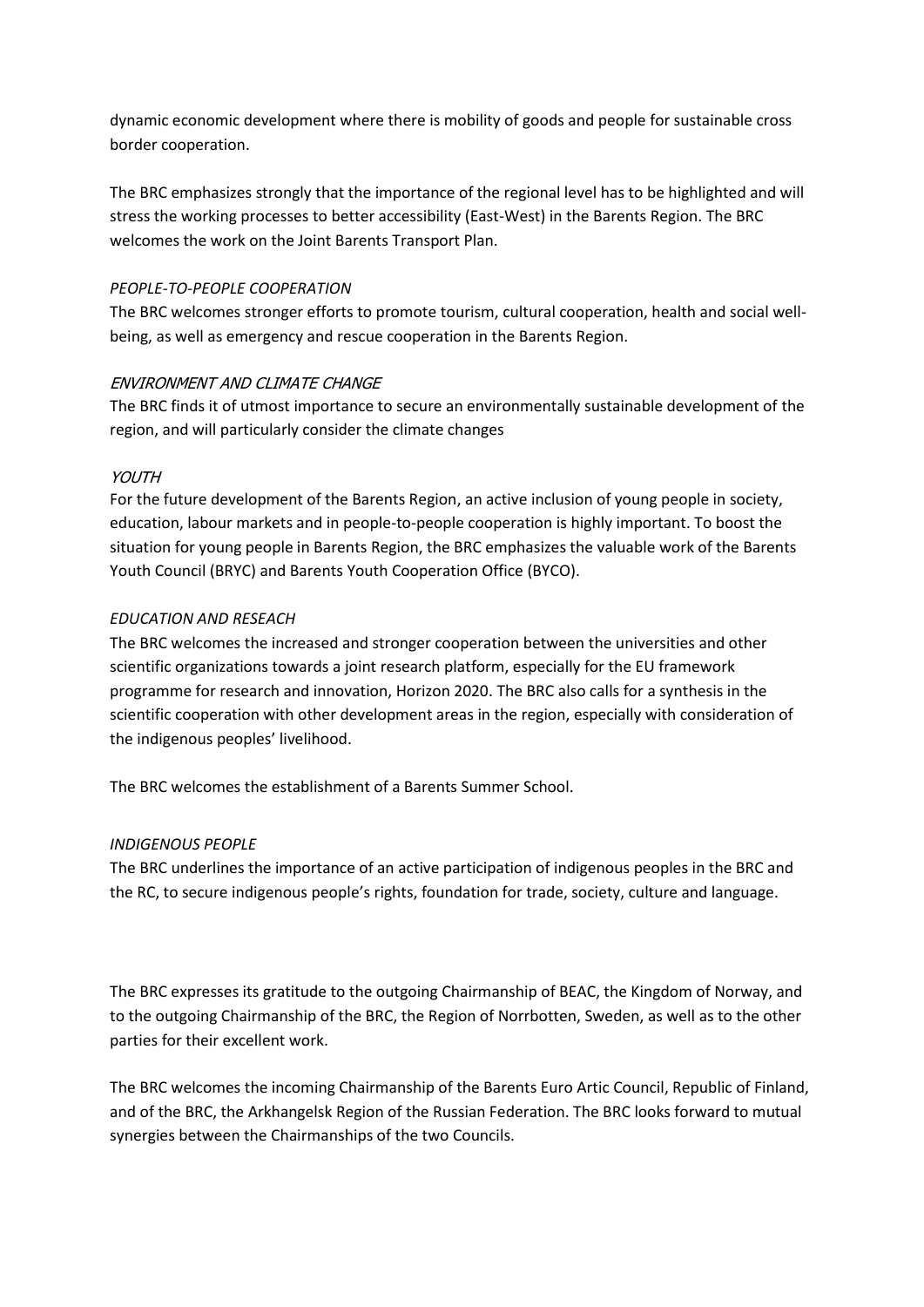dynamic economic development where there is mobility of goods and people for sustainable cross border cooperation.

The BRC emphasizes strongly that the importance of the regional level has to be highlighted and will stress the working processes to better accessibility (East-West) in the Barents Region. The BRC welcomes the work on the Joint Barents Transport Plan.

*PEOPLE-TO-PEOPLE COOPERATION*

The BRC welcomes stronger efforts to promote tourism, cultural cooperation, health and social well-being, as well as emergency and rescue cooperation in the Barents Region.

*ENVIRONMENT AND CLIMATE CHANGE*

The BRC finds it of utmost importance to secure an environmentally sustainable development of the region, and will particularly consider the climate changes

*YOUTH*

For the future development of the Barents Region, an active inclusion of young people in society, education, labour markets and in people-to-people cooperation is highly important. To boost the situation for young people in Barents Region, the BRC emphasizes the valuable work of the Barents Youth Council (BRYC) and Barents Youth Cooperation Office (BYCO).

*EDUCATION AND RESEACH*

The BRC welcomes the increased and stronger cooperation between the universities and other scientific organizations towards a joint research platform, especially for the EU framework programme for research and innovation, Horizon 2020. The BRC also calls for a synthesis in the scientific cooperation with other development areas in the region, especially with consideration of the indigenous peoples' livelihood.

The BRC welcomes the establishment of a Barents Summer School.

*INDIGENOUS PEOPLE*

The BRC underlines the importance of an active participation of indigenous peoples in the BRC and the RC, to secure indigenous people's rights, foundation for trade, society, culture and language.

The BRC expresses its gratitude to the outgoing Chairmanship of BEAC, the Kingdom of Norway, and to the outgoing Chairmanship of the BRC, the Region of Norrbotten, Sweden, as well as to the other parties for their excellent work.

The BRC welcomes the incoming Chairmanship of the Barents Euro Artic Council, Republic of Finland, and of the BRC, the Arkhangelsk Region of the Russian Federation. The BRC looks forward to mutual synergies between the Chairmanships of the two Councils.